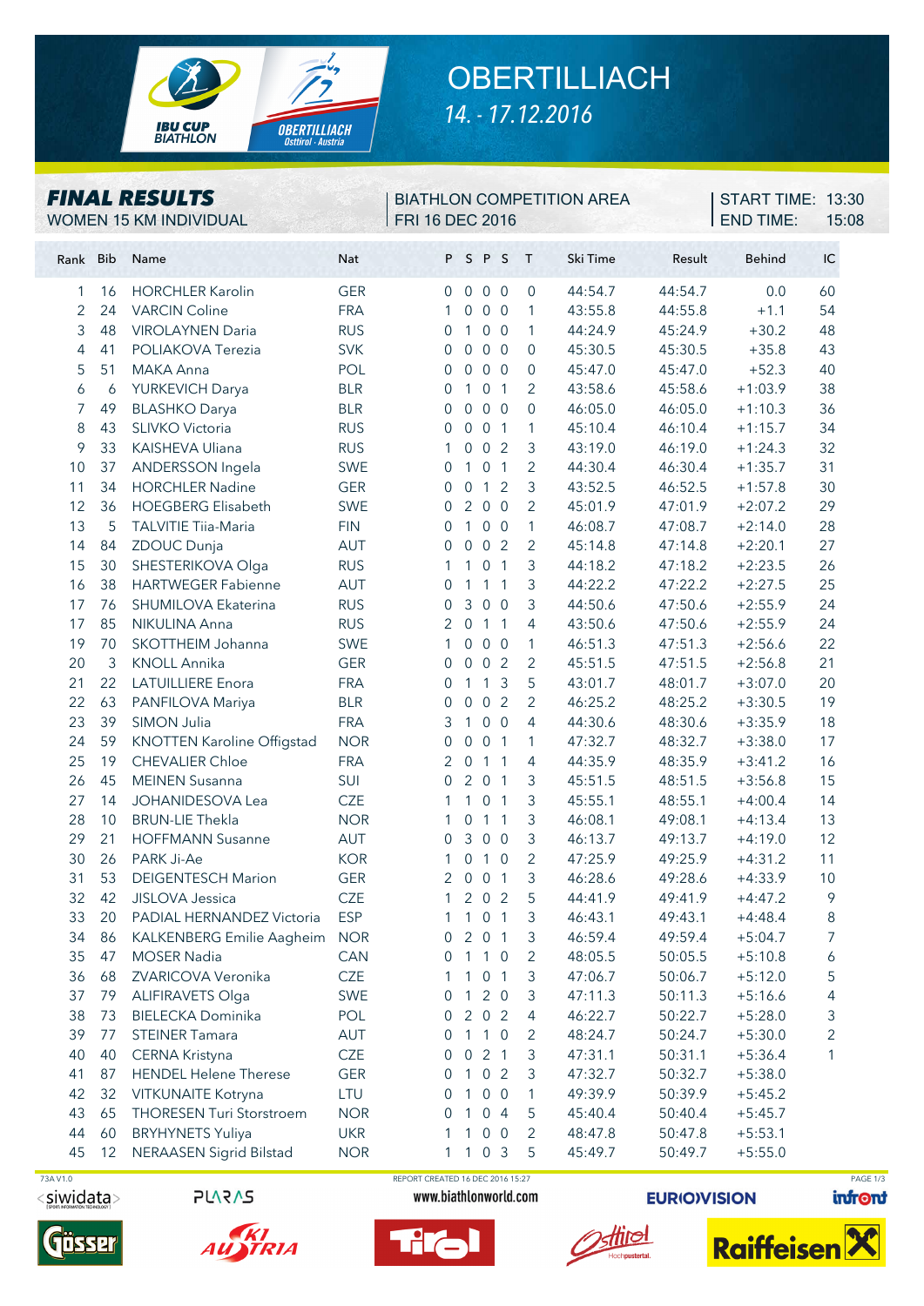# OBERTILLIACH

*14. - 17.12.2016*

IBU CUP BIATHLON — OBERTILLIACH Osttirol · Austria

## FINAL RESULTS

WOMEN 15 KM INDIVIDUAL

BIATHLON COMPETITION AREA
FRI 16 DEC 2016

START TIME: 13:30
END TIME: 15:08

| Rank | Bib | Name | Nat | P | S | P | S | T | Ski Time | Result | Behind | IC |
|---|---|---|---|---|---|---|---|---|---|---|---|---|
| 1 | 16 | HORCHLER Karolin | GER | 0 | 0 | 0 | 0 | 0 | 44:54.7 | 44:54.7 | 0.0 | 60 |
| 2 | 24 | VARCIN Coline | FRA | 1 | 0 | 0 | 0 | 1 | 43:55.8 | 44:55.8 | +1.1 | 54 |
| 3 | 48 | VIROLAYNEN Daria | RUS | 0 | 1 | 0 | 0 | 1 | 44:24.9 | 45:24.9 | +30.2 | 48 |
| 4 | 41 | POLIAKOVA Terezia | SVK | 0 | 0 | 0 | 0 | 0 | 45:30.5 | 45:30.5 | +35.8 | 43 |
| 5 | 51 | MAKA Anna | POL | 0 | 0 | 0 | 0 | 0 | 45:47.0 | 45:47.0 | +52.3 | 40 |
| 6 | 6 | YURKEVICH Darya | BLR | 0 | 1 | 0 | 1 | 2 | 43:58.6 | 45:58.6 | +1:03.9 | 38 |
| 7 | 49 | BLASHKO Darya | BLR | 0 | 0 | 0 | 0 | 0 | 46:05.0 | 46:05.0 | +1:10.3 | 36 |
| 8 | 43 | SLIVKO Victoria | RUS | 0 | 0 | 0 | 1 | 1 | 45:10.4 | 46:10.4 | +1:15.7 | 34 |
| 9 | 33 | KAISHEVA Uliana | RUS | 1 | 0 | 0 | 2 | 3 | 43:19.0 | 46:19.0 | +1:24.3 | 32 |
| 10 | 37 | ANDERSSON Ingela | SWE | 0 | 1 | 0 | 1 | 2 | 44:30.4 | 46:30.4 | +1:35.7 | 31 |
| 11 | 34 | HORCHLER Nadine | GER | 0 | 0 | 1 | 2 | 3 | 43:52.5 | 46:52.5 | +1:57.8 | 30 |
| 12 | 36 | HOEGBERG Elisabeth | SWE | 0 | 2 | 0 | 0 | 2 | 45:01.9 | 47:01.9 | +2:07.2 | 29 |
| 13 | 5 | TALVITIE Tiia-Maria | FIN | 0 | 1 | 0 | 0 | 1 | 46:08.7 | 47:08.7 | +2:14.0 | 28 |
| 14 | 84 | ZDOUC Dunja | AUT | 0 | 0 | 0 | 2 | 2 | 45:14.8 | 47:14.8 | +2:20.1 | 27 |
| 15 | 30 | SHESTERIKOVA Olga | RUS | 1 | 1 | 0 | 1 | 3 | 44:18.2 | 47:18.2 | +2:23.5 | 26 |
| 16 | 38 | HARTWEGER Fabienne | AUT | 0 | 1 | 1 | 1 | 3 | 44:22.2 | 47:22.2 | +2:27.5 | 25 |
| 17 | 76 | SHUMILOVA Ekaterina | RUS | 0 | 3 | 0 | 0 | 3 | 44:50.6 | 47:50.6 | +2:55.9 | 24 |
| 17 | 85 | NIKULINA Anna | RUS | 2 | 0 | 1 | 1 | 4 | 43:50.6 | 47:50.6 | +2:55.9 | 24 |
| 19 | 70 | SKOTTHEIM Johanna | SWE | 1 | 0 | 0 | 0 | 1 | 46:51.3 | 47:51.3 | +2:56.6 | 22 |
| 20 | 3 | KNOLL Annika | GER | 0 | 0 | 0 | 2 | 2 | 45:51.5 | 47:51.5 | +2:56.8 | 21 |
| 21 | 22 | LATUILLIERE Enora | FRA | 0 | 1 | 1 | 3 | 5 | 43:01.7 | 48:01.7 | +3:07.0 | 20 |
| 22 | 63 | PANFILOVA Mariya | BLR | 0 | 0 | 0 | 2 | 2 | 46:25.2 | 48:25.2 | +3:30.5 | 19 |
| 23 | 39 | SIMON Julia | FRA | 3 | 1 | 0 | 0 | 4 | 44:30.6 | 48:30.6 | +3:35.9 | 18 |
| 24 | 59 | KNOTTEN Karoline Offigstad | NOR | 0 | 0 | 0 | 1 | 1 | 47:32.7 | 48:32.7 | +3:38.0 | 17 |
| 25 | 19 | CHEVALIER Chloe | FRA | 2 | 0 | 1 | 1 | 4 | 44:35.9 | 48:35.9 | +3:41.2 | 16 |
| 26 | 45 | MEINEN Susanna | SUI | 0 | 2 | 0 | 1 | 3 | 45:51.5 | 48:51.5 | +3:56.8 | 15 |
| 27 | 14 | JOHANIDESOVA Lea | CZE | 1 | 1 | 0 | 1 | 3 | 45:55.1 | 48:55.1 | +4:00.4 | 14 |
| 28 | 10 | BRUN-LIE Thekla | NOR | 1 | 0 | 1 | 1 | 3 | 46:08.1 | 49:08.1 | +4:13.4 | 13 |
| 29 | 21 | HOFFMANN Susanne | AUT | 0 | 3 | 0 | 0 | 3 | 46:13.7 | 49:13.7 | +4:19.0 | 12 |
| 30 | 26 | PARK Ji-Ae | KOR | 1 | 0 | 1 | 0 | 2 | 47:25.9 | 49:25.9 | +4:31.2 | 11 |
| 31 | 53 | DEIGENTESCH Marion | GER | 2 | 0 | 0 | 1 | 3 | 46:28.6 | 49:28.6 | +4:33.9 | 10 |
| 32 | 42 | JISLOVA Jessica | CZE | 1 | 2 | 0 | 2 | 5 | 44:41.9 | 49:41.9 | +4:47.2 | 9 |
| 33 | 20 | PADIAL HERNANDEZ Victoria | ESP | 1 | 1 | 0 | 1 | 3 | 46:43.1 | 49:43.1 | +4:48.4 | 8 |
| 34 | 86 | KALKENBERG Emilie Aagheim | NOR | 0 | 2 | 0 | 1 | 3 | 46:59.4 | 49:59.4 | +5:04.7 | 7 |
| 35 | 47 | MOSER Nadia | CAN | 0 | 1 | 1 | 0 | 2 | 48:05.5 | 50:05.5 | +5:10.8 | 6 |
| 36 | 68 | ZVARICOVA Veronika | CZE | 1 | 1 | 0 | 1 | 3 | 47:06.7 | 50:06.7 | +5:12.0 | 5 |
| 37 | 79 | ALIFIRAVETS Olga | SWE | 0 | 1 | 2 | 0 | 3 | 47:11.3 | 50:11.3 | +5:16.6 | 4 |
| 38 | 73 | BIELECKA Dominika | POL | 0 | 2 | 0 | 2 | 4 | 46:22.7 | 50:22.7 | +5:28.0 | 3 |
| 39 | 77 | STEINER Tamara | AUT | 0 | 1 | 1 | 0 | 2 | 48:24.7 | 50:24.7 | +5:30.0 | 2 |
| 40 | 40 | CERNA Kristyna | CZE | 0 | 0 | 2 | 1 | 3 | 47:31.1 | 50:31.1 | +5:36.4 | 1 |
| 41 | 87 | HENDEL Helene Therese | GER | 0 | 1 | 0 | 2 | 3 | 47:32.7 | 50:32.7 | +5:38.0 | |
| 42 | 32 | VITKUNAITE Kotryna | LTU | 0 | 1 | 0 | 0 | 1 | 49:39.9 | 50:39.9 | +5:45.2 | |
| 43 | 65 | THORESEN Turi Storstroem | NOR | 0 | 1 | 0 | 4 | 5 | 45:40.4 | 50:40.4 | +5:45.7 | |
| 44 | 60 | BRYHYNETS Yuliya | UKR | 1 | 1 | 0 | 0 | 2 | 48:47.8 | 50:47.8 | +5:53.1 | |
| 45 | 12 | NERAASEN Sigrid Bilstad | NOR | 1 | 1 | 0 | 3 | 5 | 45:49.7 | 50:49.7 | +5:55.0 | |

73A V1.0 — REPORT CREATED 16 DEC 2016 15:27 — www.biathlonworld.com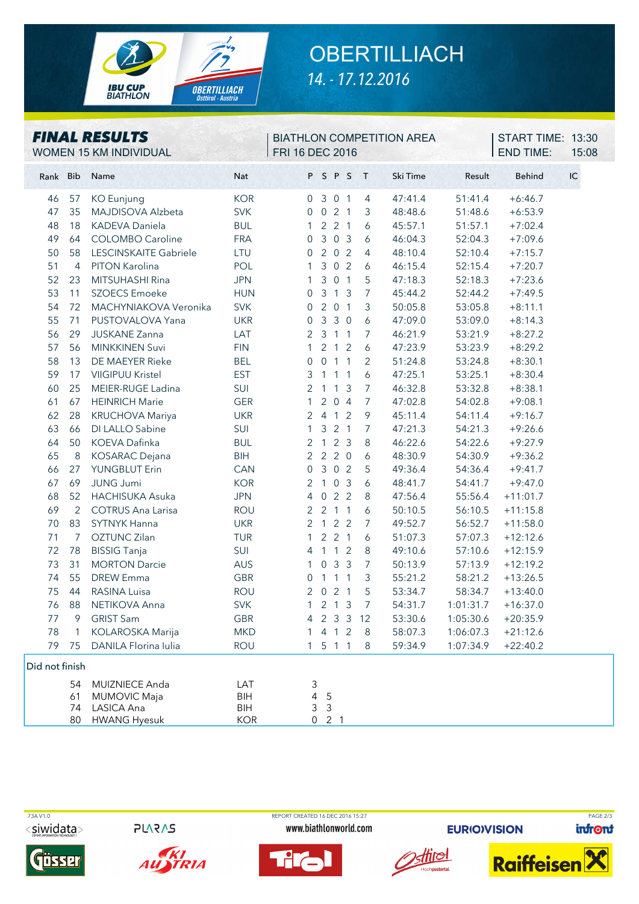# OBERTILLIACH

*14. - 17.12.2016*

## FINAL RESULTS

WOMEN 15 KM INDIVIDUAL

BIATHLON COMPETITION AREA
FRI 16 DEC 2016

START TIME: 13:30
END TIME: 15:08

| Rank | Bib | Name | Nat | P | S | P | S | T | Ski Time | Result | Behind | IC |
|---|---|---|---|---|---|---|---|---|---|---|---|---|
| 46 | 57 | KO Eunjung | KOR | 0 | 3 | 0 | 1 | 4 | 47:41.4 | 51:41.4 | +6:46.7 | |
| 47 | 35 | MAJDISOVA Alzbeta | SVK | 0 | 0 | 2 | 1 | 3 | 48:48.6 | 51:48.6 | +6:53.9 | |
| 48 | 18 | KADEVA Daniela | BUL | 1 | 2 | 2 | 1 | 6 | 45:57.1 | 51:57.1 | +7:02.4 | |
| 49 | 64 | COLOMBO Caroline | FRA | 0 | 3 | 0 | 3 | 6 | 46:04.3 | 52:04.3 | +7:09.6 | |
| 50 | 58 | LESCINSKAITE Gabriele | LTU | 0 | 2 | 0 | 2 | 4 | 48:10.4 | 52:10.4 | +7:15.7 | |
| 51 | 4 | PITON Karolina | POL | 1 | 3 | 0 | 2 | 6 | 46:15.4 | 52:15.4 | +7:20.7 | |
| 52 | 23 | MITSUHASHI Rina | JPN | 1 | 3 | 0 | 1 | 5 | 47:18.3 | 52:18.3 | +7:23.6 | |
| 53 | 11 | SZOECS Emoeke | HUN | 0 | 3 | 1 | 3 | 7 | 45:44.2 | 52:44.2 | +7:49.5 | |
| 54 | 72 | MACHYNIAKOVA Veronika | SVK | 0 | 2 | 0 | 1 | 3 | 50:05.8 | 53:05.8 | +8:11.1 | |
| 55 | 71 | PUSTOVALOVA Yana | UKR | 0 | 3 | 3 | 0 | 6 | 47:09.0 | 53:09.0 | +8:14.3 | |
| 56 | 29 | JUSKANE Zanna | LAT | 2 | 3 | 1 | 1 | 7 | 46:21.9 | 53:21.9 | +8:27.2 | |
| 57 | 56 | MINKKINEN Suvi | FIN | 1 | 2 | 1 | 2 | 6 | 47:23.9 | 53:23.9 | +8:29.2 | |
| 58 | 13 | DE MAEYER Rieke | BEL | 0 | 0 | 1 | 1 | 2 | 51:24.8 | 53:24.8 | +8:30.1 | |
| 59 | 17 | VIIGIPUU Kristel | EST | 3 | 1 | 1 | 1 | 6 | 47:25.1 | 53:25.1 | +8:30.4 | |
| 60 | 25 | MEIER-RUGE Ladina | SUI | 2 | 1 | 1 | 3 | 7 | 46:32.8 | 53:32.8 | +8:38.1 | |
| 61 | 67 | HEINRICH Marie | GER | 1 | 2 | 0 | 4 | 7 | 47:02.8 | 54:02.8 | +9:08.1 | |
| 62 | 28 | KRUCHOVA Mariya | UKR | 2 | 4 | 1 | 2 | 9 | 45:11.4 | 54:11.4 | +9:16.7 | |
| 63 | 66 | DI LALLO Sabine | SUI | 1 | 3 | 2 | 1 | 7 | 47:21.3 | 54:21.3 | +9:26.6 | |
| 64 | 50 | KOEVA Dafinka | BUL | 2 | 1 | 2 | 3 | 8 | 46:22.6 | 54:22.6 | +9:27.9 | |
| 65 | 8 | KOSARAC Dejana | BIH | 2 | 2 | 2 | 0 | 6 | 48:30.9 | 54:30.9 | +9:36.2 | |
| 66 | 27 | YUNGBLUT Erin | CAN | 0 | 3 | 0 | 2 | 5 | 49:36.4 | 54:36.4 | +9:41.7 | |
| 67 | 69 | JUNG Jumi | KOR | 2 | 1 | 0 | 3 | 6 | 48:41.7 | 54:41.7 | +9:47.0 | |
| 68 | 52 | HACHISUKA Asuka | JPN | 4 | 0 | 2 | 2 | 8 | 47:56.4 | 55:56.4 | +11:01.7 | |
| 69 | 2 | COTRUS Ana Larisa | ROU | 2 | 2 | 1 | 1 | 6 | 50:10.5 | 56:10.5 | +11:15.8 | |
| 70 | 83 | SYTNYK Hanna | UKR | 2 | 1 | 2 | 2 | 7 | 49:52.7 | 56:52.7 | +11:58.0 | |
| 71 | 7 | OZTUNC Zilan | TUR | 1 | 2 | 2 | 1 | 6 | 51:07.3 | 57:07.3 | +12:12.6 | |
| 72 | 78 | BISSIG Tanja | SUI | 4 | 1 | 1 | 2 | 8 | 49:10.6 | 57:10.6 | +12:15.9 | |
| 73 | 31 | MORTON Darcie | AUS | 1 | 0 | 3 | 3 | 7 | 50:13.9 | 57:13.9 | +12:19.2 | |
| 74 | 55 | DREW Emma | GBR | 0 | 1 | 1 | 1 | 3 | 55:21.2 | 58:21.2 | +13:26.5 | |
| 75 | 44 | RASINA Luisa | ROU | 2 | 0 | 2 | 1 | 5 | 53:34.7 | 58:34.7 | +13:40.0 | |
| 76 | 88 | NETIKOVA Anna | SVK | 1 | 2 | 1 | 3 | 7 | 54:31.7 | 1:01:31.7 | +16:37.0 | |
| 77 | 9 | GRIST Sam | GBR | 4 | 2 | 3 | 3 | 12 | 53:30.6 | 1:05:30.6 | +20:35.9 | |
| 78 | 1 | KOLAROSKA Marija | MKD | 1 | 4 | 1 | 2 | 8 | 58:07.3 | 1:06:07.3 | +21:12.6 | |
| 79 | 75 | DANILA Florina Iulia | ROU | 1 | 5 | 1 | 1 | 8 | 59:34.9 | 1:07:34.9 | +22:40.2 | |

**Did not finish**

| Bib | Name | Nat | P | S | P |
|---|---|---|---|---|---|
| 54 | MUIZNIECE Anda | LAT | 3 | | |
| 61 | MUMOVIC Maja | BIH | 4 | 5 | |
| 74 | LASICA Ana | BIH | 3 | 3 | |
| 80 | HWANG Hyesuk | KOR | 0 | 2 | 1 |

73A V1.0 — REPORT CREATED 16 DEC 2016 15:27 — www.biathlonworld.com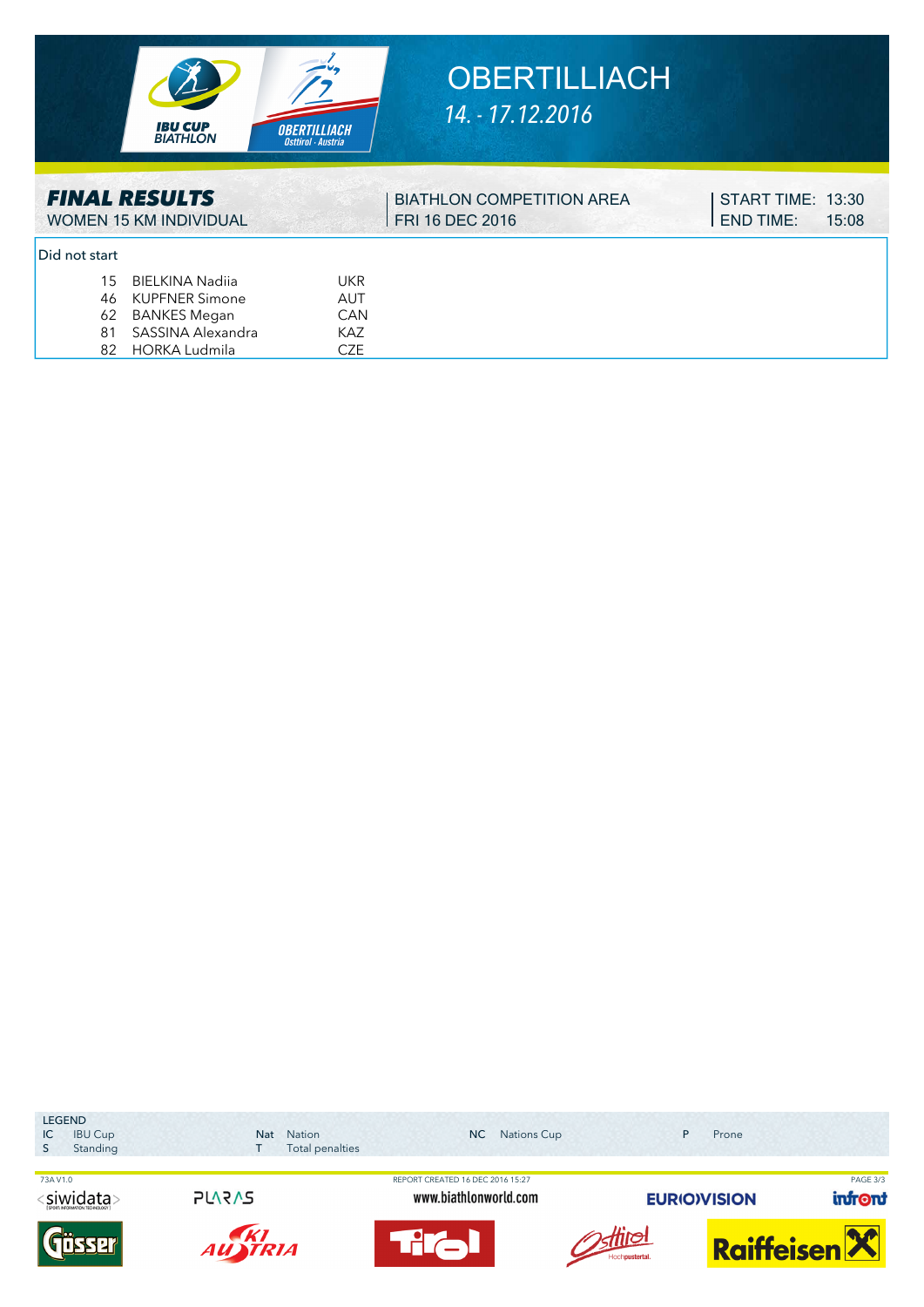# OBERTILLIACH

*14. - 17.12.2016*

## FINAL RESULTS

WOMEN 15 KM INDIVIDUAL

BIATHLON COMPETITION AREA
FRI 16 DEC 2016

START TIME: 13:30
END TIME: 15:08

### Did not start

| | | |
|---|---|---|
| 15 | BIELKINA Nadiia | UKR |
| 46 | KUPFNER Simone | AUT |
| 62 | BANKES Megan | CAN |
| 81 | SASSINA Alexandra | KAZ |
| 82 | HORKA Ludmila | CZE |

LEGEND

| | | | | | | | |
|---|---|---|---|---|---|---|---|
| IC | IBU Cup | Nat | Nation | NC | Nations Cup | P | Prone |
| S | Standing | T | Total penalties | | | | |

73A V1.0

REPORT CREATED 16 DEC 2016 15:27

www.biathlonworld.com